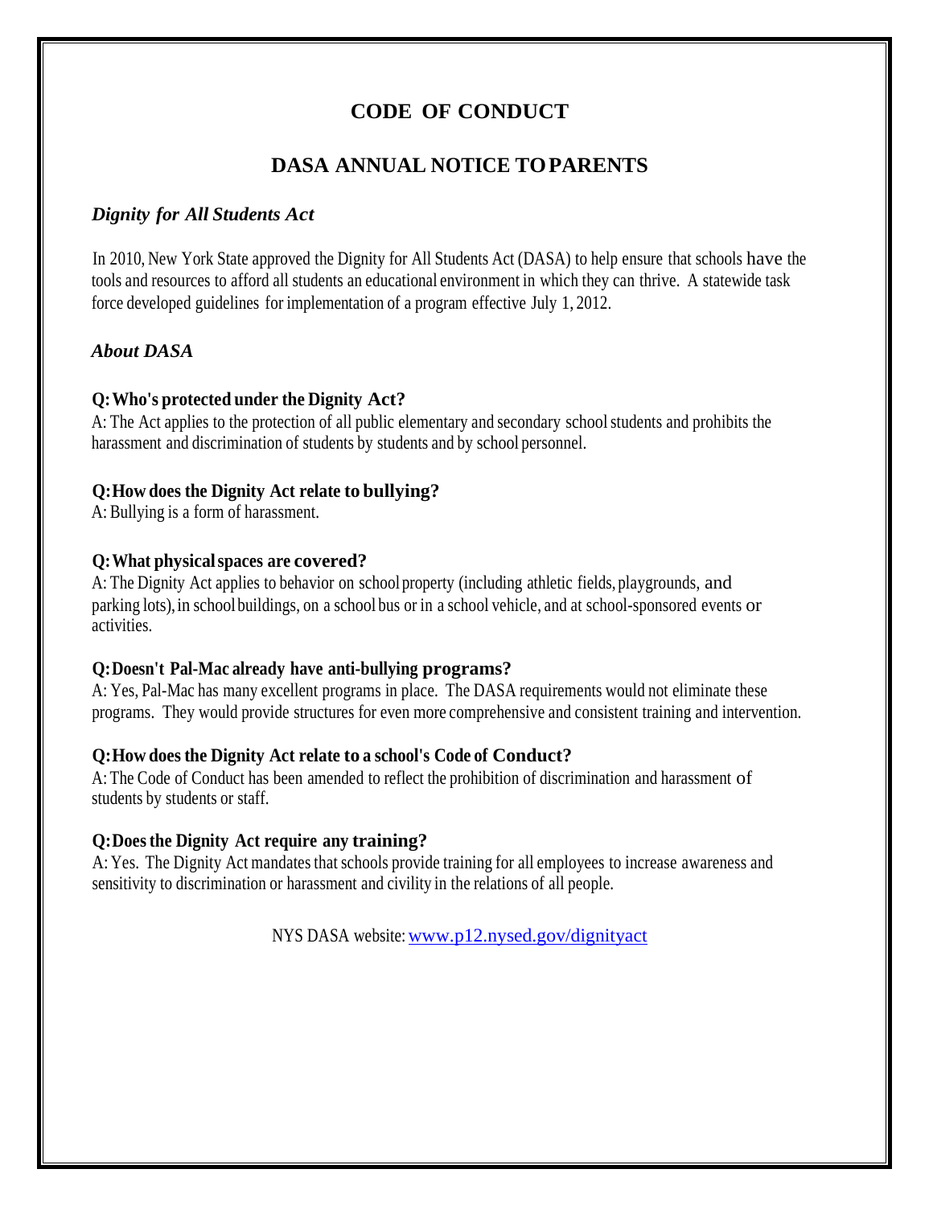# CODE OF CONDUCT

## DASA ANNUAL NOTICE TO PARENTS

### *Dignity for All Students Act*

In 2010, New York State approved the Dignity for All Students Act (DASA) to help ensure that schools have the tools and resources to afford all students an educational environment in which they can thrive. A statewide task force developed guidelines for implementation of a program effective July 1, 2012.

### *About DASA*

**Q: Who's protected under the Dignity Act?**
A: The Act applies to the protection of all public elementary and secondary school students and prohibits the harassment and discrimination of students by students and by school personnel.

**Q: How does the Dignity Act relate to bullying?**
A: Bullying is a form of harassment.

**Q: What physical spaces are covered?**
A: The Dignity Act applies to behavior on school property (including athletic fields, playgrounds, and parking lots), in school buildings, on a school bus or in a school vehicle, and at school-sponsored events or activities.

**Q: Doesn't Pal-Mac already have anti-bullying programs?**
A: Yes, Pal-Mac has many excellent programs in place. The DASA requirements would not eliminate these programs. They would provide structures for even more comprehensive and consistent training and intervention.

**Q: How does the Dignity Act relate to a school's Code of Conduct?**
A: The Code of Conduct has been amended to reflect the prohibition of discrimination and harassment of students by students or staff.

**Q: Does the Dignity Act require any training?**
A: Yes. The Dignity Act mandates that schools provide training for all employees to increase awareness and sensitivity to discrimination or harassment and civility in the relations of all people.

NYS DASA website: www.p12.nysed.gov/dignityact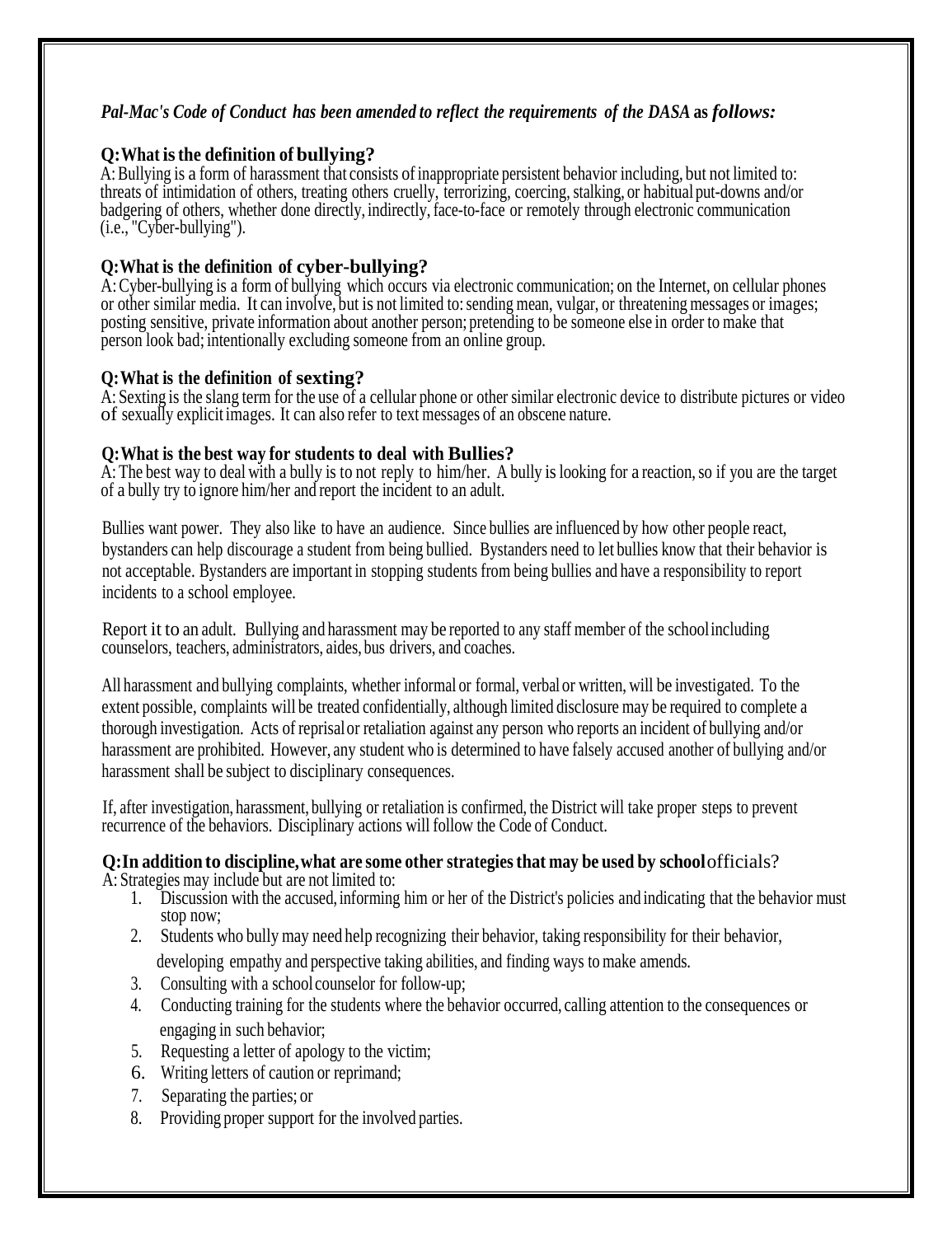*Pal-Mac's Code of Conduct has been amended to reflect the requirements of the DASA* **as** *follows:*

**Q: What is the definition of bullying?**

A: Bullying is a form of harassment that consists of inappropriate persistent behavior including, but not limited to: threats of intimidation of others, treating others cruelly, terrorizing, coercing, stalking, or habitual put-downs and/or badgering of others, whether done directly, indirectly, face-to-face or remotely through electronic communication (i.e., "Cyber-bullying").

**Q: What is the definition of cyber-bullying?**

A: Cyber-bullying is a form of bullying which occurs via electronic communication; on the Internet, on cellular phones or other similar media. It can involve, but is not limited to: sending mean, vulgar, or threatening messages or images; posting sensitive, private information about another person; pretending to be someone else in order to make that person look bad; intentionally excluding someone from an online group.

**Q: What is the definition of sexting?**

A: Sexting is the slang term for the use of a cellular phone or other similar electronic device to distribute pictures or video of sexually explicit images. It can also refer to text messages of an obscene nature.

**Q: What is the best way for students to deal with Bullies?**

A: The best way to deal with a bully is to not reply to him/her. A bully is looking for a reaction, so if you are the target of a bully try to ignore him/her and report the incident to an adult.

Bullies want power. They also like to have an audience. Since bullies are influenced by how other people react, bystanders can help discourage a student from being bullied. Bystanders need to let bullies know that their behavior is not acceptable. Bystanders are important in stopping students from being bullies and have a responsibility to report incidents to a school employee.

Report it to an adult. Bullying and harassment may be reported to any staff member of the school including counselors, teachers, administrators, aides, bus drivers, and coaches.

All harassment and bullying complaints, whether informal or formal, verbal or written, will be investigated. To the extent possible, complaints will be treated confidentially, although limited disclosure may be required to complete a thorough investigation. Acts of reprisal or retaliation against any person who reports an incident of bullying and/or harassment are prohibited. However, any student who is determined to have falsely accused another of bullying and/or harassment shall be subject to disciplinary consequences.

If, after investigation, harassment, bullying or retaliation is confirmed, the District will take proper steps to prevent recurrence of the behaviors. Disciplinary actions will follow the Code of Conduct.

**Q: In addition to discipline, what are some other strategies that may be used by school officials?**

A: Strategies may include but are not limited to:

1. Discussion with the accused, informing him or her of the District's policies and indicating that the behavior must stop now;
2. Students who bully may need help recognizing their behavior, taking responsibility for their behavior, developing empathy and perspective taking abilities, and finding ways to make amends.
3. Consulting with a school counselor for follow-up;
4. Conducting training for the students where the behavior occurred, calling attention to the consequences or engaging in such behavior;
5. Requesting a letter of apology to the victim;
6. Writing letters of caution or reprimand;
7. Separating the parties; or
8. Providing proper support for the involved parties.